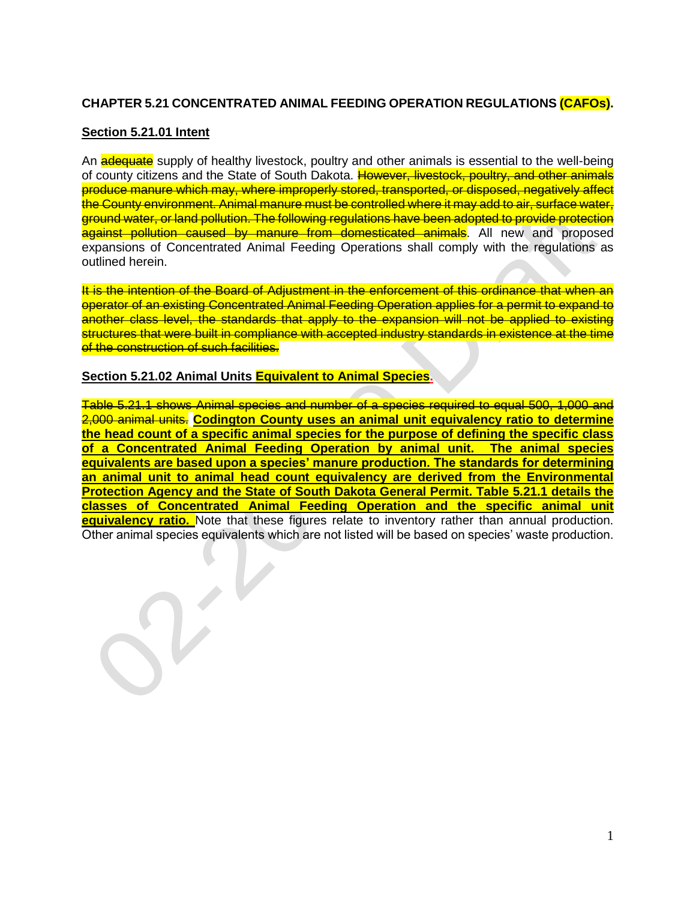**CHAPTER 5.21 CONCENTRATED ANIMAL FEEDING OPERATION REGULATIONS (CAFOs).**

**Section 5.21.01 Intent**

An ~~adequate~~ supply of healthy livestock, poultry and other animals is essential to the well-being of county citizens and the State of South Dakota. ~~However, livestock, poultry, and other animals produce manure which may, where improperly stored, transported, or disposed, negatively affect the County environment. Animal manure must be controlled where it may add to air, surface water, ground water, or land pollution. The following regulations have been adopted to provide protection against pollution caused by manure from domesticated animals~~. All new and proposed expansions of Concentrated Animal Feeding Operations shall comply with the regulations as outlined herein.

~~It is the intention of the Board of Adjustment in the enforcement of this ordinance that when an operator of an existing Concentrated Animal Feeding Operation applies for a permit to expand to another class level, the standards that apply to the expansion will not be applied to existing structures that were built in compliance with accepted industry standards in existence at the time of the construction of such facilities.~~

**Section 5.21.02 Animal Units Equivalent to Animal Species.**

~~Table 5.21.1 shows Animal species and number of a species required to equal 500, 1,000 and 2,000 animal units.~~ **Codington County uses an animal unit equivalency ratio to determine the head count of a specific animal species for the purpose of defining the specific class of a Concentrated Animal Feeding Operation by animal unit. The animal species equivalents are based upon a species' manure production. The standards for determining an animal unit to animal head count equivalency are derived from the Environmental Protection Agency and the State of South Dakota General Permit. Table 5.21.1 details the classes of Concentrated Animal Feeding Operation and the specific animal unit equivalency ratio.** Note that these figures relate to inventory rather than annual production. Other animal species equivalents which are not listed will be based on species' waste production.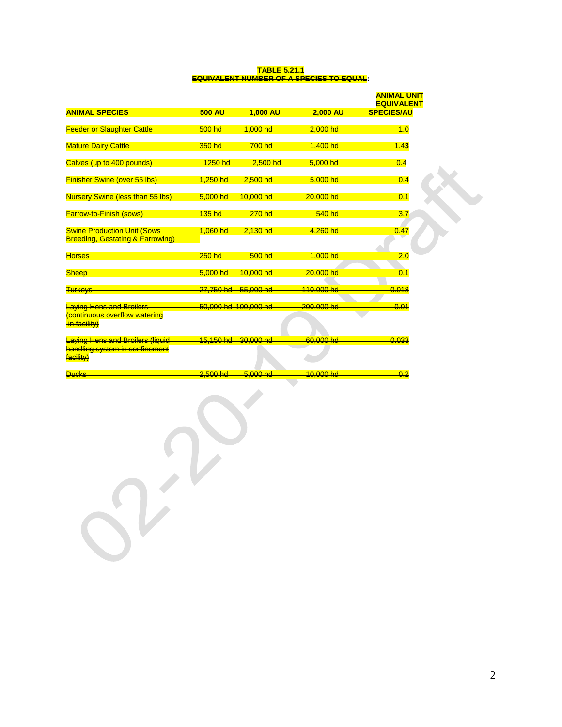**TABLE 5.21.1**
**EQUIVALENT NUMBER OF A SPECIES TO EQUAL:**

| ANIMAL SPECIES | 500 AU | 1,000 AU | 2,000 AU | ANIMAL UNIT EQUIVALENT SPECIES/AU |
|---|---|---|---|---|
| Feeder or Slaughter Cattle | 500 hd | 1,000 hd | 2,000 hd | 1.0 |
| Mature Dairy Cattle | 350 hd | 700 hd | 1,400 hd | 1.43 |
| Calves (up to 400 pounds) | 1250 hd | 2,500 hd | 5,000 hd | 0.4 |
| Finisher Swine (over 55 lbs) | 1,250 hd | 2,500 hd | 5,000 hd | 0.4 |
| Nursery Swine (less than 55 lbs) | 5,000 hd | 10,000 hd | 20,000 hd | 0.1 |
| Farrow-to-Finish (sows) | 135 hd | 270 hd | 540 hd | 3.7 |
| Swine Production Unit (Sows Breeding, Gestating & Farrowing) | 1,060 hd | 2,130 hd | 4,260 hd | 0.47 |
| Horses | 250 hd | 500 hd | 1,000 hd | 2.0 |
| Sheep | 5,000 hd | 10,000 hd | 20,000 hd | 0.1 |
| Turkeys | 27,750 hd | 55,000 hd | 110,000 hd | 0.018 |
| Laying Hens and Broilers (continuous overflow watering in facility) | 50,000 hd | 100,000 hd | 200,000 hd | 0.01 |
| Laying Hens and Broilers (liquid handling system in confinement facility) | 15,150 hd | 30,000 hd | 60,000 hd | 0.033 |
| Ducks | 2,500 hd | 5,000 hd | 10,000 hd | 0.2 |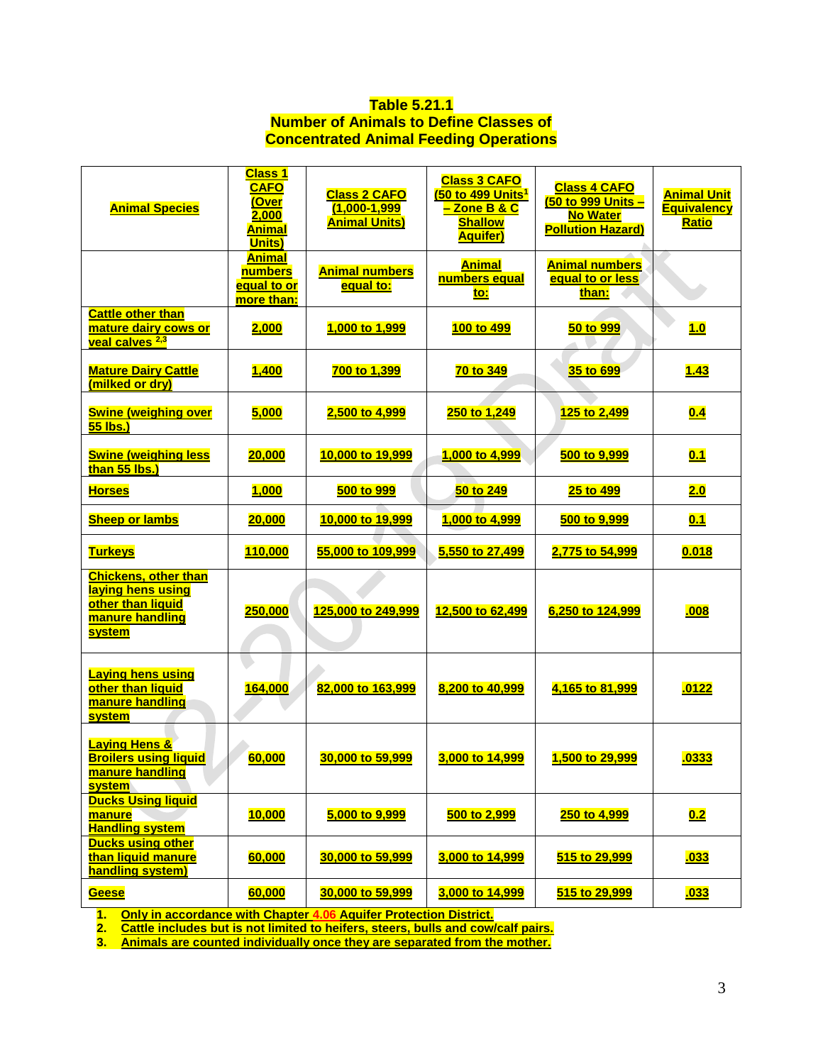**Table 5.21.1**
**Number of Animals to Define Classes of Concentrated Animal Feeding Operations**

| Animal Species | Class 1 CAFO (Over 2,000 Animal Units) | Class 2 CAFO (1,000-1,999 Animal Units) | Class 3 CAFO (50 to 499 Units[1] – Zone B & C Shallow Aquifer) | Class 4 CAFO (50 to 999 Units – No Water Pollution Hazard) | Animal Unit Equivalency Ratio |
|---|---|---|---|---|---|
| | Animal numbers equal to or more than: | Animal numbers equal to: | Animal numbers equal to: | Animal numbers equal to or less than: | |
| Cattle other than mature dairy cows or veal calves [2,3] | 2,000 | 1,000 to 1,999 | 100 to 499 | 50 to 999 | 1.0 |
| Mature Dairy Cattle (milked or dry) | 1,400 | 700 to 1,399 | 70 to 349 | 35 to 699 | 1.43 |
| Swine (weighing over 55 lbs.) | 5,000 | 2,500 to 4,999 | 250 to 1,249 | 125 to 2,499 | 0.4 |
| Swine (weighing less than 55 lbs.) | 20,000 | 10,000 to 19,999 | 1,000 to 4,999 | 500 to 9,999 | 0.1 |
| Horses | 1,000 | 500 to 999 | 50 to 249 | 25 to 499 | 2.0 |
| Sheep or lambs | 20,000 | 10,000 to 19,999 | 1,000 to 4,999 | 500 to 9,999 | 0.1 |
| Turkeys | 110,000 | 55,000 to 109,999 | 5,550 to 27,499 | 2,775 to 54,999 | 0.018 |
| Chickens, other than laying hens using other than liquid manure handling system | 250,000 | 125,000 to 249,999 | 12,500 to 62,499 | 6,250 to 124,999 | .008 |
| Laying hens using other than liquid manure handling system | 164,000 | 82,000 to 163,999 | 8,200 to 40,999 | 4,165 to 81,999 | .0122 |
| Laying Hens & Broilers using liquid manure handling system | 60,000 | 30,000 to 59,999 | 3,000 to 14,999 | 1,500 to 29,999 | .0333 |
| Ducks Using liquid manure Handling system | 10,000 | 5,000 to 9,999 | 500 to 2,999 | 250 to 4,999 | 0.2 |
| Ducks using other than liquid manure handling system) | 60,000 | 30,000 to 59,999 | 3,000 to 14,999 | 515 to 29,999 | .033 |
| Geese | 60,000 | 30,000 to 59,999 | 3,000 to 14,999 | 515 to 29,999 | .033 |

1. Only in accordance with Chapter 4.06 Aquifer Protection District.
2. Cattle includes but is not limited to heifers, steers, bulls and cow/calf pairs.
3. Animals are counted individually once they are separated from the mother.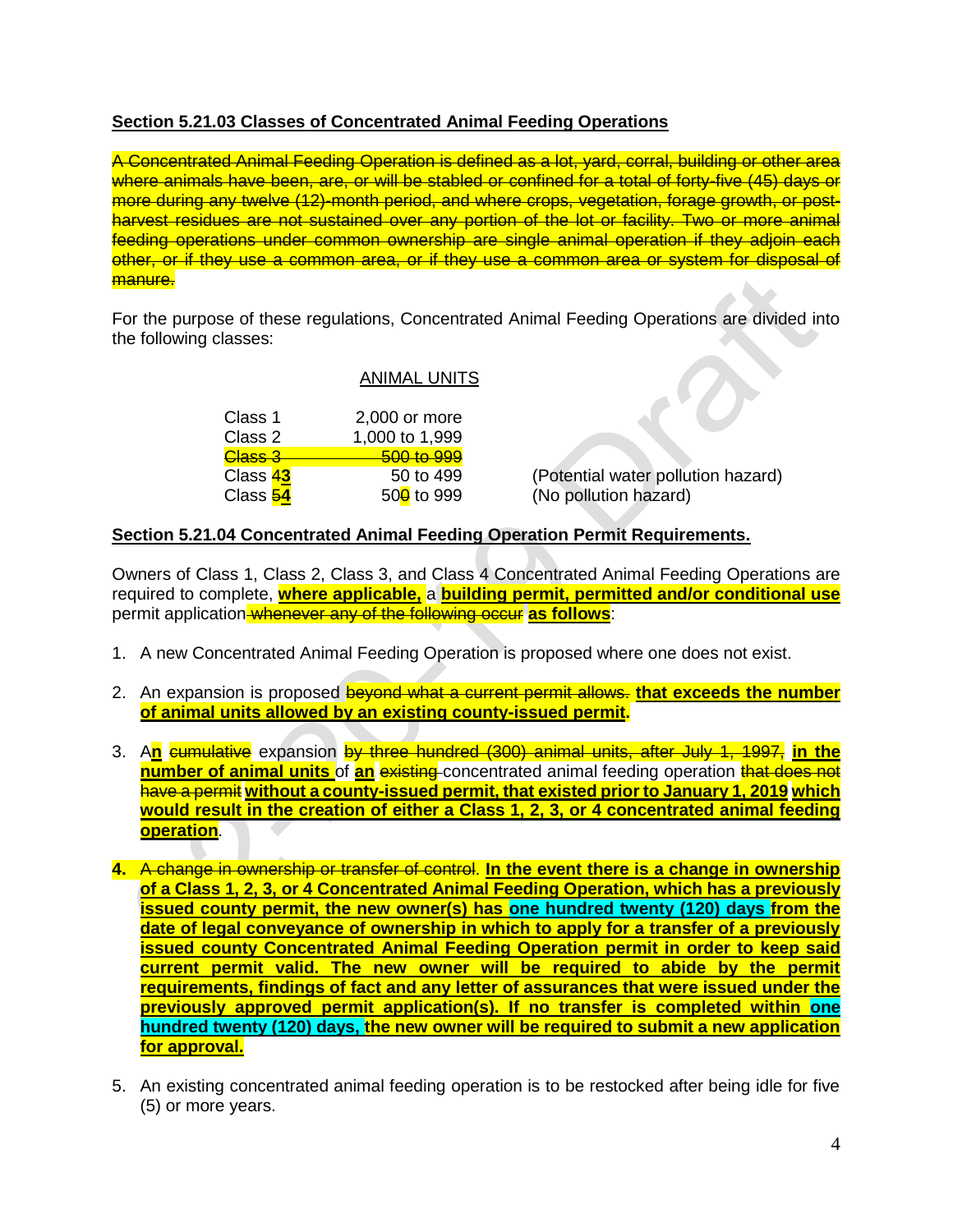**Section 5.21.03 Classes of Concentrated Animal Feeding Operations**

~~A Concentrated Animal Feeding Operation is defined as a lot, yard, corral, building or other area where animals have been, are, or will be stabled or confined for a total of forty-five (45) days or more during any twelve (12)-month period, and where crops, vegetation, forage growth, or post-harvest residues are not sustained over any portion of the lot or facility. Two or more animal feeding operations under common ownership are single animal operation if they adjoin each other, or if they use a common area, or if they use a common area or system for disposal of manure.~~

For the purpose of these regulations, Concentrated Animal Feeding Operations are divided into the following classes:

| | ANIMAL UNITS | |
|---|---|---|
| Class 1 | 2,000 or more | |
| Class 2 | 1,000 to 1,999 | |
| ~~Class 3~~ | ~~500 to 999~~ | |
| Class ~~4~~**3** | 50 to 499 | (Potential water pollution hazard) |
| Class ~~5~~**4** | 50~~0~~**0** to 999 | (No pollution hazard) |

**Section 5.21.04 Concentrated Animal Feeding Operation Permit Requirements.**

Owners of Class 1, Class 2, Class 3, and Class 4 Concentrated Animal Feeding Operations are required to complete, **where applicable,** a **building permit, permitted and/or conditional use** permit application ~~whenever any of the following occur~~ **as follows**:

1. A new Concentrated Animal Feeding Operation is proposed where one does not exist.

2. An expansion is proposed ~~beyond what a current permit allows.~~ **that exceeds the number of animal units allowed by an existing county-issued permit.**

3. A**n** ~~cumulative~~ expansion ~~by three hundred (300) animal units, after July 1, 1997,~~ **in the number of animal units** of **an** ~~existing~~ concentrated animal feeding operation ~~that does not have a permit~~ **without a county-issued permit, that existed prior to January 1, 2019** **which would result in the creation of either a Class 1, 2, 3, or 4 concentrated animal feeding operation**.

4. ~~A change in ownership or transfer of control.~~ **In the event there is a change in ownership of a Class 1, 2, 3, or 4 Concentrated Animal Feeding Operation, which has a previously issued county permit, the new owner(s) has one hundred twenty (120) days from the date of legal conveyance of ownership in which to apply for a transfer of a previously issued county Concentrated Animal Feeding Operation permit in order to keep said current permit valid. The new owner will be required to abide by the permit requirements, findings of fact and any letter of assurances that were issued under the previously approved permit application(s). If no transfer is completed within one hundred twenty (120) days, the new owner will be required to submit a new application for approval.**

5. An existing concentrated animal feeding operation is to be restocked after being idle for five (5) or more years.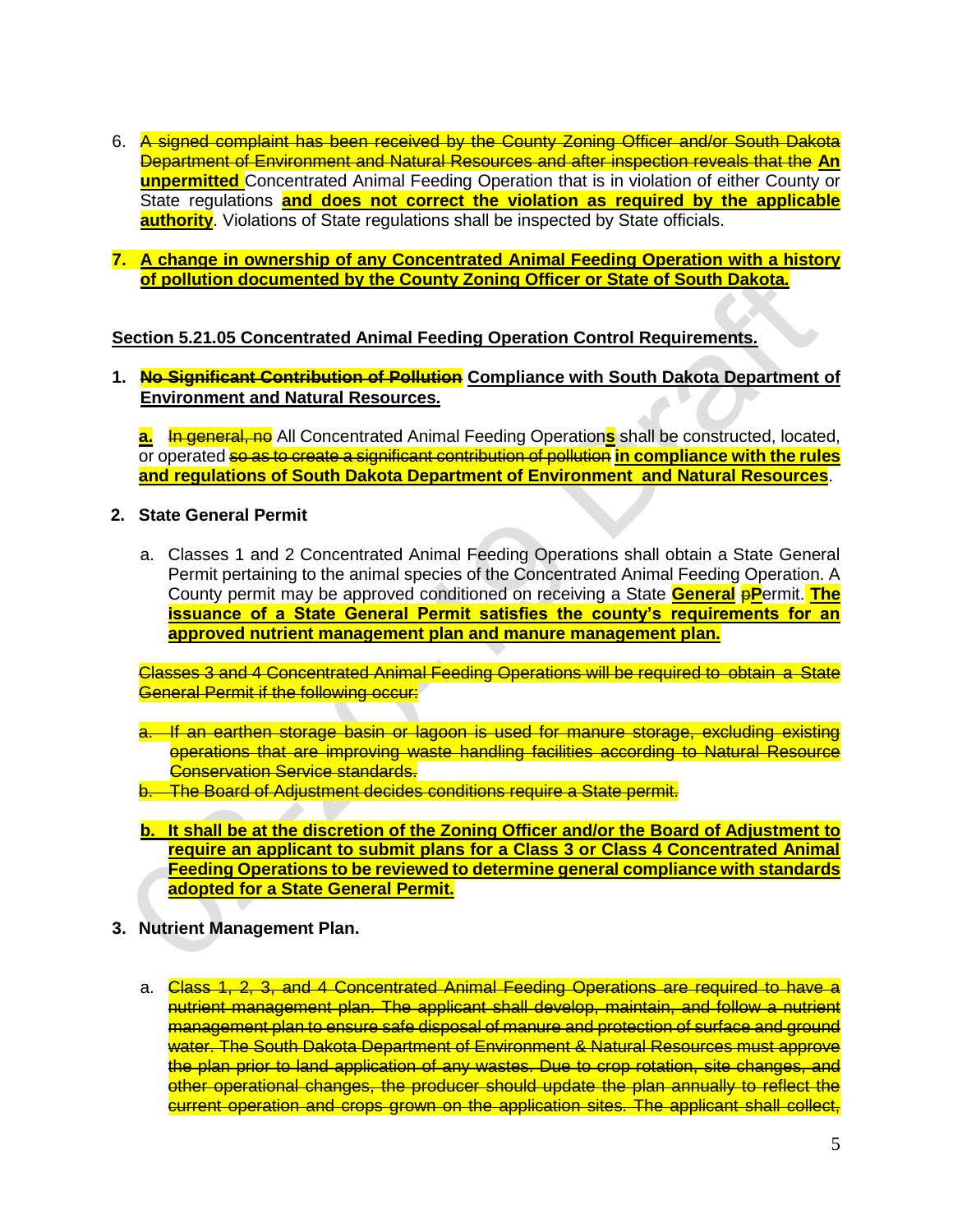6. ~~A signed complaint has been received by the County Zoning Officer and/or South Dakota Department of Environment and Natural Resources and after inspection reveals that the~~ **An unpermitted** Concentrated Animal Feeding Operation that is in violation of either County or State regulations **and does not correct the violation as required by the applicable authority**. Violations of State regulations shall be inspected by State officials.

7. **A change in ownership of any Concentrated Animal Feeding Operation with a history of pollution documented by the County Zoning Officer or State of South Dakota.**

**Section 5.21.05 Concentrated Animal Feeding Operation Control Requirements.**

1. **~~No Significant Contribution of Pollution~~ Compliance with South Dakota Department of Environment and Natural Resources.**

   **a.** ~~In general, no~~ All Concentrated Animal Feeding Operation**s** shall be constructed, located, or operated ~~so as to create a significant contribution of pollution~~ **in compliance with the rules and regulations of South Dakota Department of Environment and Natural Resources**.

2. **State General Permit**

   a. Classes 1 and 2 Concentrated Animal Feeding Operations shall obtain a State General Permit pertaining to the animal species of the Concentrated Animal Feeding Operation. A County permit may be approved conditioned on receiving a State **General** ~~p~~**P**ermit. **The issuance of a State General Permit satisfies the county's requirements for an approved nutrient management plan and manure management plan.**

   ~~Classes 3 and 4 Concentrated Animal Feeding Operations will be required to obtain a State General Permit if the following occur:~~

   ~~a. If an earthen storage basin or lagoon is used for manure storage, excluding existing operations that are improving waste handling facilities according to Natural Resource Conservation Service standards.~~
   
   ~~b. The Board of Adjustment decides conditions require a State permit.~~

   **b. It shall be at the discretion of the Zoning Officer and/or the Board of Adjustment to require an applicant to submit plans for a Class 3 or Class 4 Concentrated Animal Feeding Operations to be reviewed to determine general compliance with standards adopted for a State General Permit.**

3. **Nutrient Management Plan.**

   a. ~~Class 1, 2, 3, and 4 Concentrated Animal Feeding Operations are required to have a nutrient management plan. The applicant shall develop, maintain, and follow a nutrient management plan to ensure safe disposal of manure and protection of surface and ground water. The South Dakota Department of Environment & Natural Resources must approve the plan prior to land application of any wastes. Due to crop rotation, site changes, and other operational changes, the producer should update the plan annually to reflect the current operation and crops grown on the application sites. The applicant shall collect,~~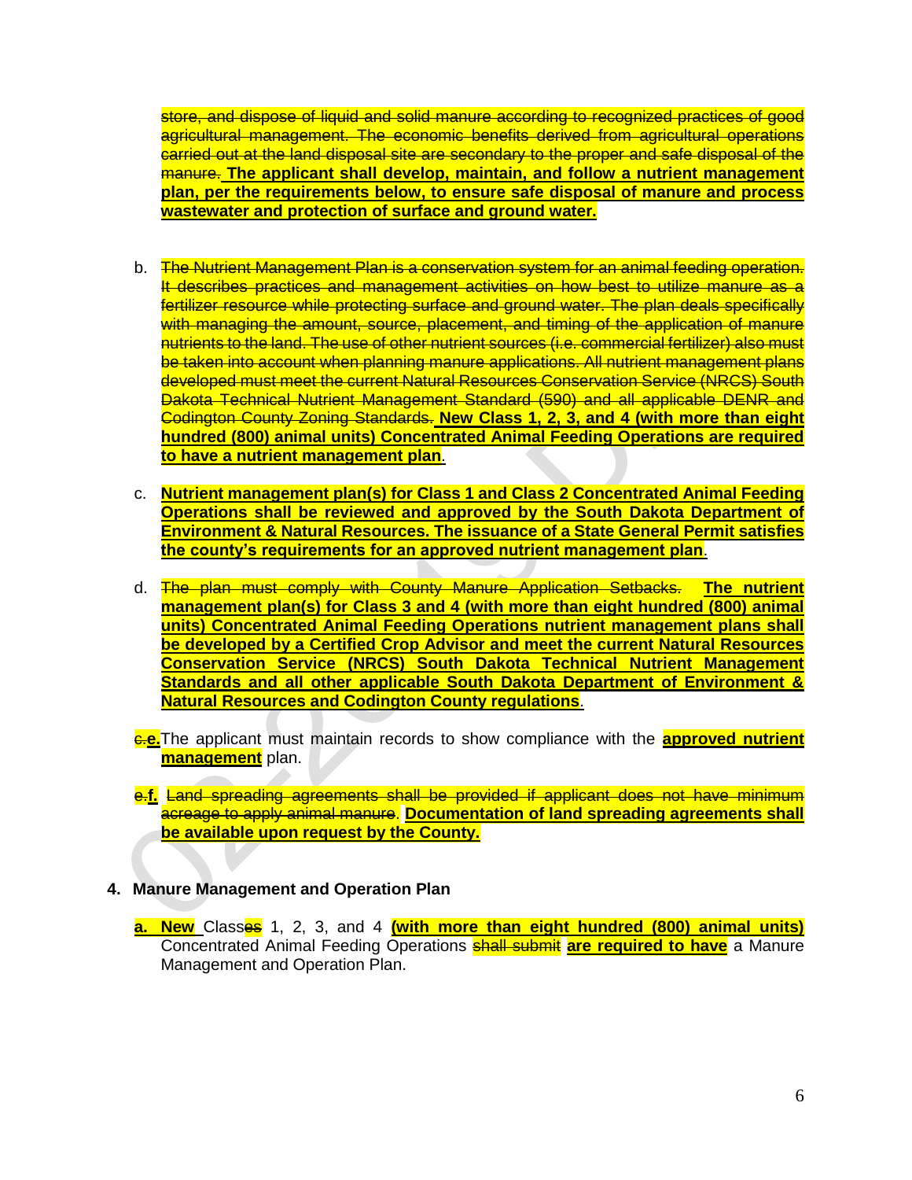~~store, and dispose of liquid and solid manure according to recognized practices of good agricultural management. The economic benefits derived from agricultural operations carried out at the land disposal site are secondary to the proper and safe disposal of the manure.~~ **The applicant shall develop, maintain, and follow a nutrient management plan, per the requirements below, to ensure safe disposal of manure and process wastewater and protection of surface and ground water.**

b. ~~The Nutrient Management Plan is a conservation system for an animal feeding operation. It describes practices and management activities on how best to utilize manure as a fertilizer resource while protecting surface and ground water. The plan deals specifically with managing the amount, source, placement, and timing of the application of manure nutrients to the land. The use of other nutrient sources (i.e. commercial fertilizer) also must be taken into account when planning manure applications. All nutrient management plans developed must meet the current Natural Resources Conservation Service (NRCS) South Dakota Technical Nutrient Management Standard (590) and all applicable DENR and Codington County Zoning Standards.~~ **New Class 1, 2, 3, and 4 (with more than eight hundred (800) animal units) Concentrated Animal Feeding Operations are required to have a nutrient management plan**.

c. **Nutrient management plan(s) for Class 1 and Class 2 Concentrated Animal Feeding Operations shall be reviewed and approved by the South Dakota Department of Environment & Natural Resources. The issuance of a State General Permit satisfies the county's requirements for an approved nutrient management plan**.

d. ~~The plan must comply with County Manure Application Setbacks.~~ **The nutrient management plan(s) for Class 3 and 4 (with more than eight hundred (800) animal units) Concentrated Animal Feeding Operations nutrient management plans shall be developed by a Certified Crop Advisor and meet the current Natural Resources Conservation Service (NRCS) South Dakota Technical Nutrient Management Standards and all other applicable South Dakota Department of Environment & Natural Resources and Codington County regulations**.

~~c.~~**e.** The applicant must maintain records to show compliance with the **approved nutrient management** plan.

~~e.~~**f.** ~~Land spreading agreements shall be provided if applicant does not have minimum acreage to apply animal manure.~~ **Documentation of land spreading agreements shall be available upon request by the County.**

**4. Manure Management and Operation Plan**

**a. New** Class~~es~~ 1, 2, 3, and 4 **(with more than eight hundred (800) animal units)** Concentrated Animal Feeding Operations ~~shall submit~~ **are required to have** a Manure Management and Operation Plan.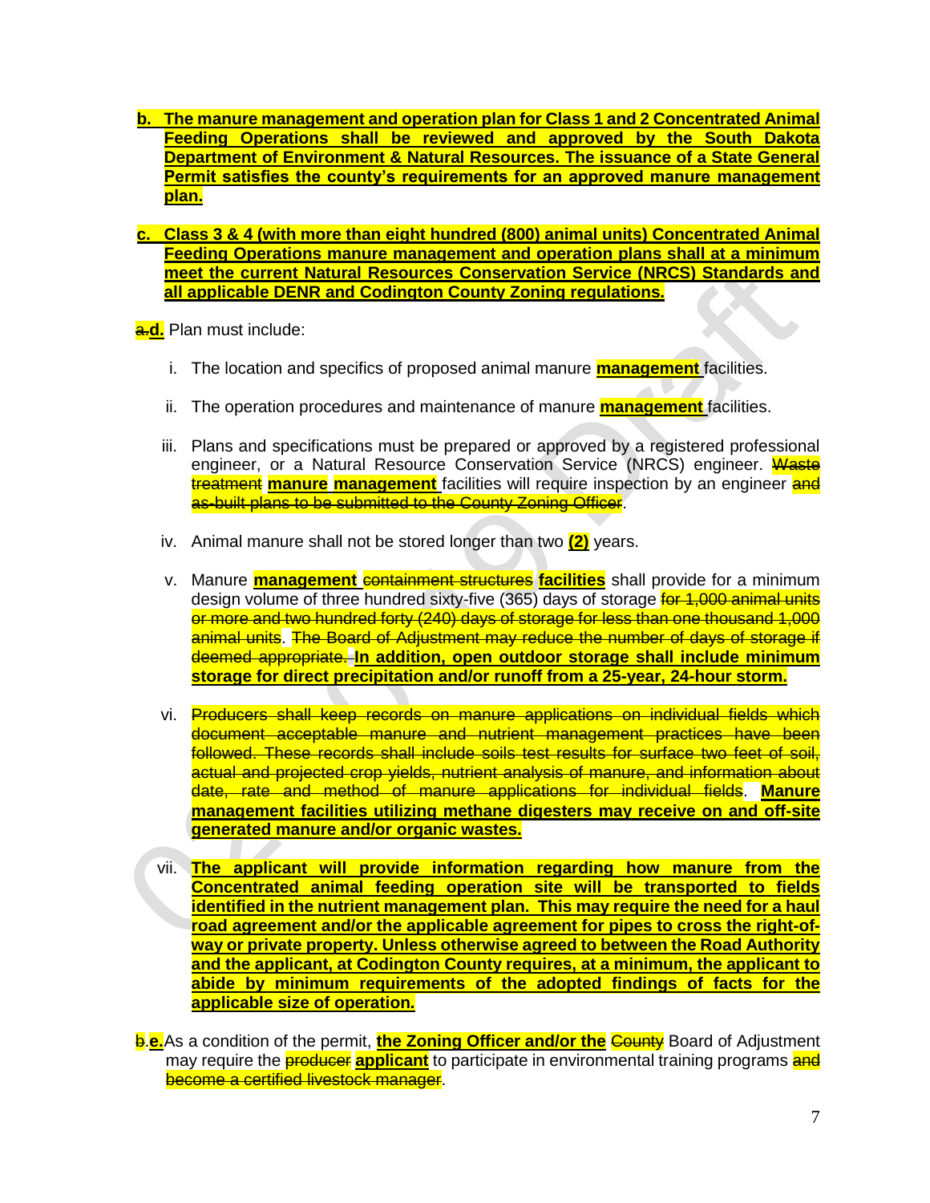b. **The manure management and operation plan for Class 1 and 2 Concentrated Animal Feeding Operations shall be reviewed and approved by the South Dakota Department of Environment & Natural Resources. The issuance of a State General Permit satisfies the county's requirements for an approved manure management plan.**

c. **Class 3 & 4 (with more than eight hundred (800) animal units) Concentrated Animal Feeding Operations manure management and operation plans shall at a minimum meet the current Natural Resources Conservation Service (NRCS) Standards and all applicable DENR and Codington County Zoning regulations.**

~~a.~~**d.** Plan must include:

i. The location and specifics of proposed animal manure **management** facilities.

ii. The operation procedures and maintenance of manure **management** facilities.

iii. Plans and specifications must be prepared or approved by a registered professional engineer, or a Natural Resource Conservation Service (NRCS) engineer. ~~Waste treatment~~ **manure management** facilities will require inspection by an engineer ~~and as-built plans to be submitted to the County Zoning Officer~~.

iv. Animal manure shall not be stored longer than two **(2)** years.

v. Manure **management** ~~containment structures~~ **facilities** shall provide for a minimum design volume of three hundred sixty-five (365) days of storage ~~for 1,000 animal units or more and two hundred forty (240) days of storage for less than one thousand 1,000 animal units~~. ~~The Board of Adjustment may reduce the number of days of storage if deemed appropriate.~~ **In addition, open outdoor storage shall include minimum storage for direct precipitation and/or runoff from a 25-year, 24-hour storm.**

vi. ~~Producers shall keep records on manure applications on individual fields which document acceptable manure and nutrient management practices have been followed. These records shall include soils test results for surface two feet of soil, actual and projected crop yields, nutrient analysis of manure, and information about date, rate and method of manure applications for individual fields~~. **Manure management facilities utilizing methane digesters may receive on and off-site generated manure and/or organic wastes.**

vii. **The applicant will provide information regarding how manure from the Concentrated animal feeding operation site will be transported to fields identified in the nutrient management plan. This may require the need for a haul road agreement and/or the applicable agreement for pipes to cross the right-of-way or private property. Unless otherwise agreed to between the Road Authority and the applicant, at Codington County requires, at a minimum, the applicant to abide by minimum requirements of the adopted findings of facts for the applicable size of operation.**

~~b.~~**e.** As a condition of the permit, **the Zoning Officer and/or the** ~~County~~ Board of Adjustment may require the ~~producer~~ **applicant** to participate in environmental training programs ~~and become a certified livestock manager~~.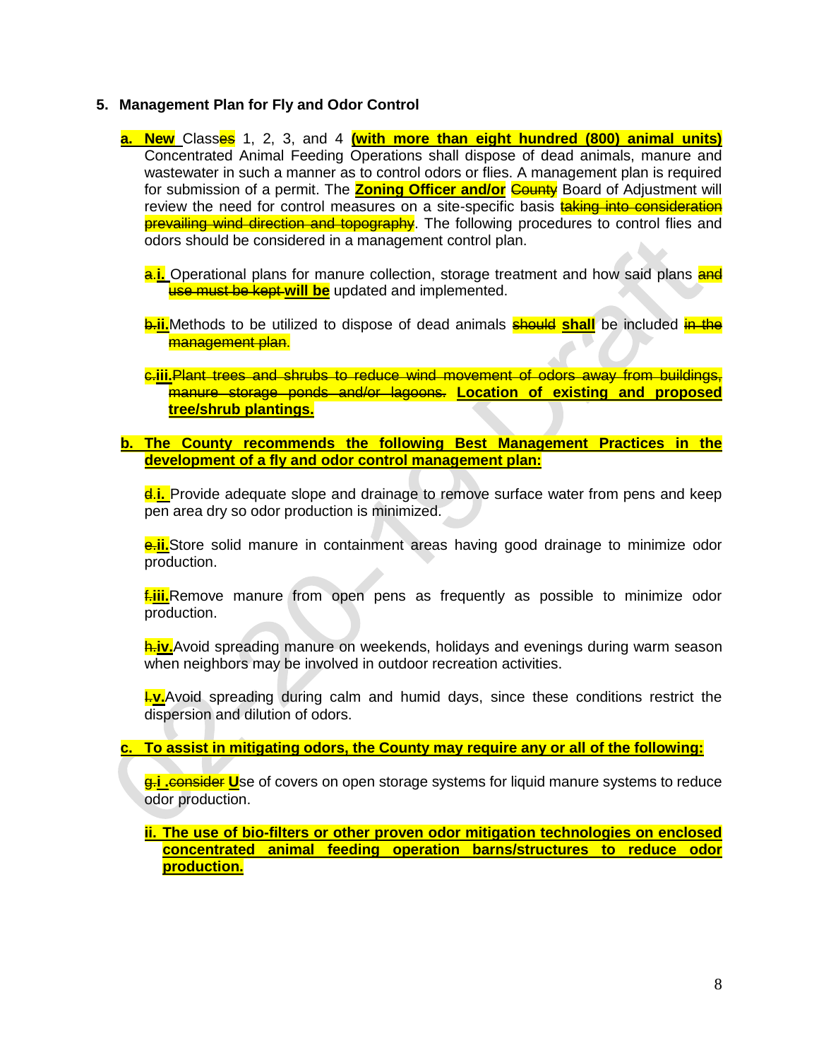## 5. Management Plan for Fly and Odor Control

a. **New** Classes 1, 2, 3, and 4 **(with more than eight hundred (800) animal units)** Concentrated Animal Feeding Operations shall dispose of dead animals, manure and wastewater in such a manner as to control odors or flies. A management plan is required for submission of a permit. The **Zoning Officer and/or** ~~County~~ Board of Adjustment will review the need for control measures on a site-specific basis ~~taking into consideration prevailing wind direction and topography~~. The following procedures to control flies and odors should be considered in a management control plan.

   ~~a.~~**i.** Operational plans for manure collection, storage treatment and how said plans ~~and use must be kept~~ **will be** updated and implemented.

   ~~b.~~**ii.** Methods to be utilized to dispose of dead animals ~~should~~ **shall** be included ~~in the management plan~~.

   ~~c.~~**iii.** ~~Plant trees and shrubs to reduce wind movement of odors away from buildings, manure storage ponds and/or lagoons.~~ **Location of existing and proposed tree/shrub plantings.**

b. **The County recommends the following Best Management Practices in the development of a fly and odor control management plan:**

   ~~d.~~**i.** Provide adequate slope and drainage to remove surface water from pens and keep pen area dry so odor production is minimized.

   ~~e.~~**ii.** Store solid manure in containment areas having good drainage to minimize odor production.

   ~~f.~~**iii.** Remove manure from open pens as frequently as possible to minimize odor production.

   ~~h.~~**iv.** Avoid spreading manure on weekends, holidays and evenings during warm season when neighbors may be involved in outdoor recreation activities.

   ~~I.~~**v.** Avoid spreading during calm and humid days, since these conditions restrict the dispersion and dilution of odors.

c. **To assist in mitigating odors, the County may require any or all of the following:**

   ~~g.~~**i .** ~~consider~~ **U**se of covers on open storage systems for liquid manure systems to reduce odor production.

   **ii. The use of bio-filters or other proven odor mitigation technologies on enclosed concentrated animal feeding operation barns/structures to reduce odor production.**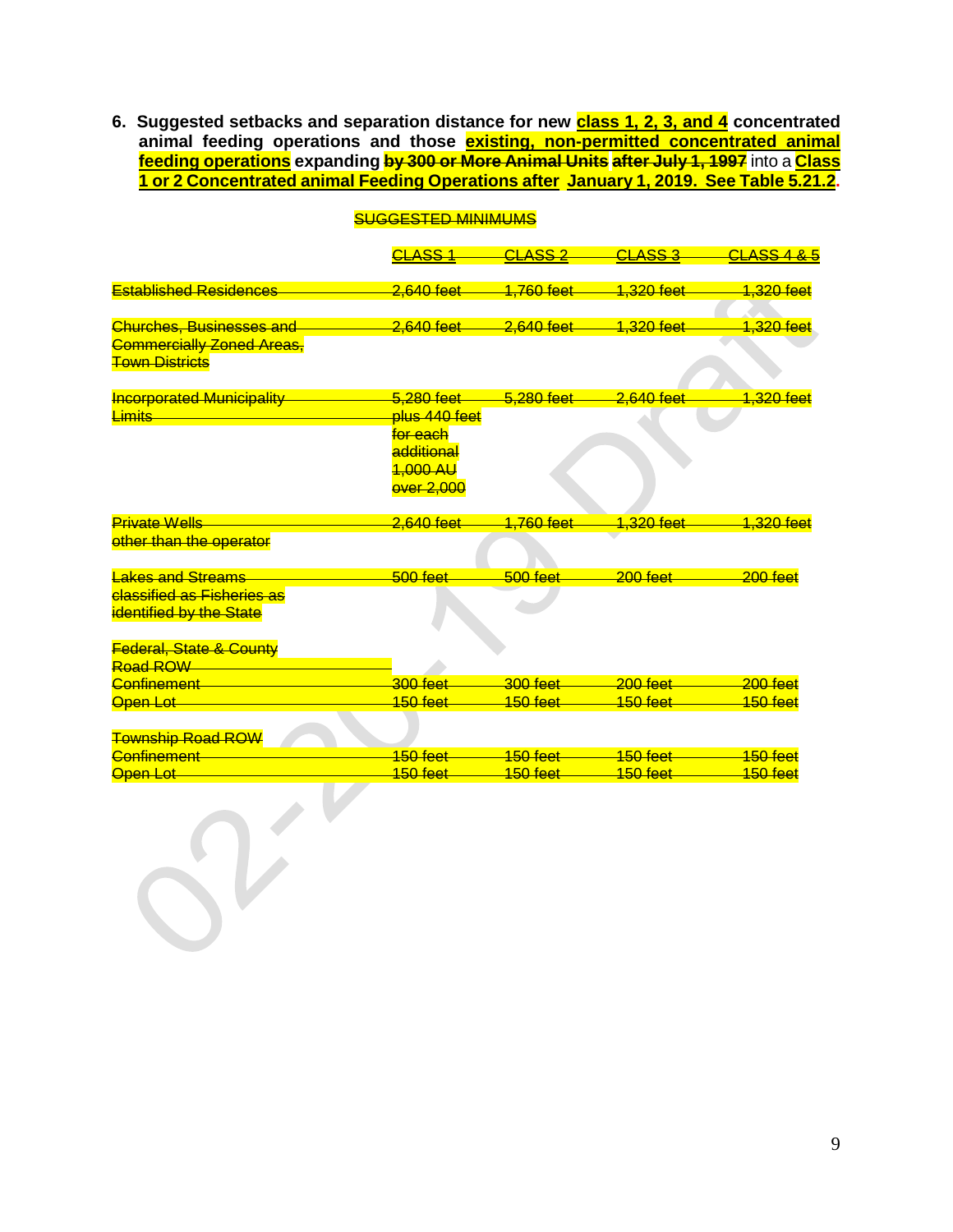**6. Suggested setbacks and separation distance for new class 1, 2, 3, and 4 concentrated animal feeding operations and those existing, non-permitted concentrated animal feeding operations expanding ~~by 300 or More Animal Units after July 1, 1997~~ into a Class 1 or 2 Concentrated animal Feeding Operations after January 1, 2019. See Table 5.21.2.**

~~SUGGESTED MINIMUMS~~

| | ~~CLASS 1~~ | ~~CLASS 2~~ | ~~CLASS 3~~ | ~~CLASS 4 & 5~~ |
|---|---|---|---|---|
| ~~Established Residences~~ | ~~2,640 feet~~ | ~~1,760 feet~~ | ~~1,320 feet~~ | ~~1,320 feet~~ |
| ~~Churches, Businesses and Commercially Zoned Areas, Town Districts~~ | ~~2,640 feet~~ | ~~2,640 feet~~ | ~~1,320 feet~~ | ~~1,320 feet~~ |
| ~~Incorporated Municipality Limits~~ | ~~5,280 feet plus 440 feet for each additional 1,000 AU over 2,000~~ | ~~5,280 feet~~ | ~~2,640 feet~~ | ~~1,320 feet~~ |
| ~~Private Wells other than the operator~~ | ~~2,640 feet~~ | ~~1,760 feet~~ | ~~1,320 feet~~ | ~~1,320 feet~~ |
| ~~Lakes and Streams classified as Fisheries as identified by the State~~ | ~~500 feet~~ | ~~500 feet~~ | ~~200 feet~~ | ~~200 feet~~ |
| ~~Federal, State & County Road ROW~~ | | | | |
| ~~Confinement~~ | ~~300 feet~~ | ~~300 feet~~ | ~~200 feet~~ | ~~200 feet~~ |
| ~~Open Lot~~ | ~~150 feet~~ | ~~150 feet~~ | ~~150 feet~~ | ~~150 feet~~ |
| ~~Township Road ROW~~ | | | | |
| ~~Confinement~~ | ~~150 feet~~ | ~~150 feet~~ | ~~150 feet~~ | ~~150 feet~~ |
| ~~Open Lot~~ | ~~150 feet~~ | ~~150 feet~~ | ~~150 feet~~ | ~~150 feet~~ |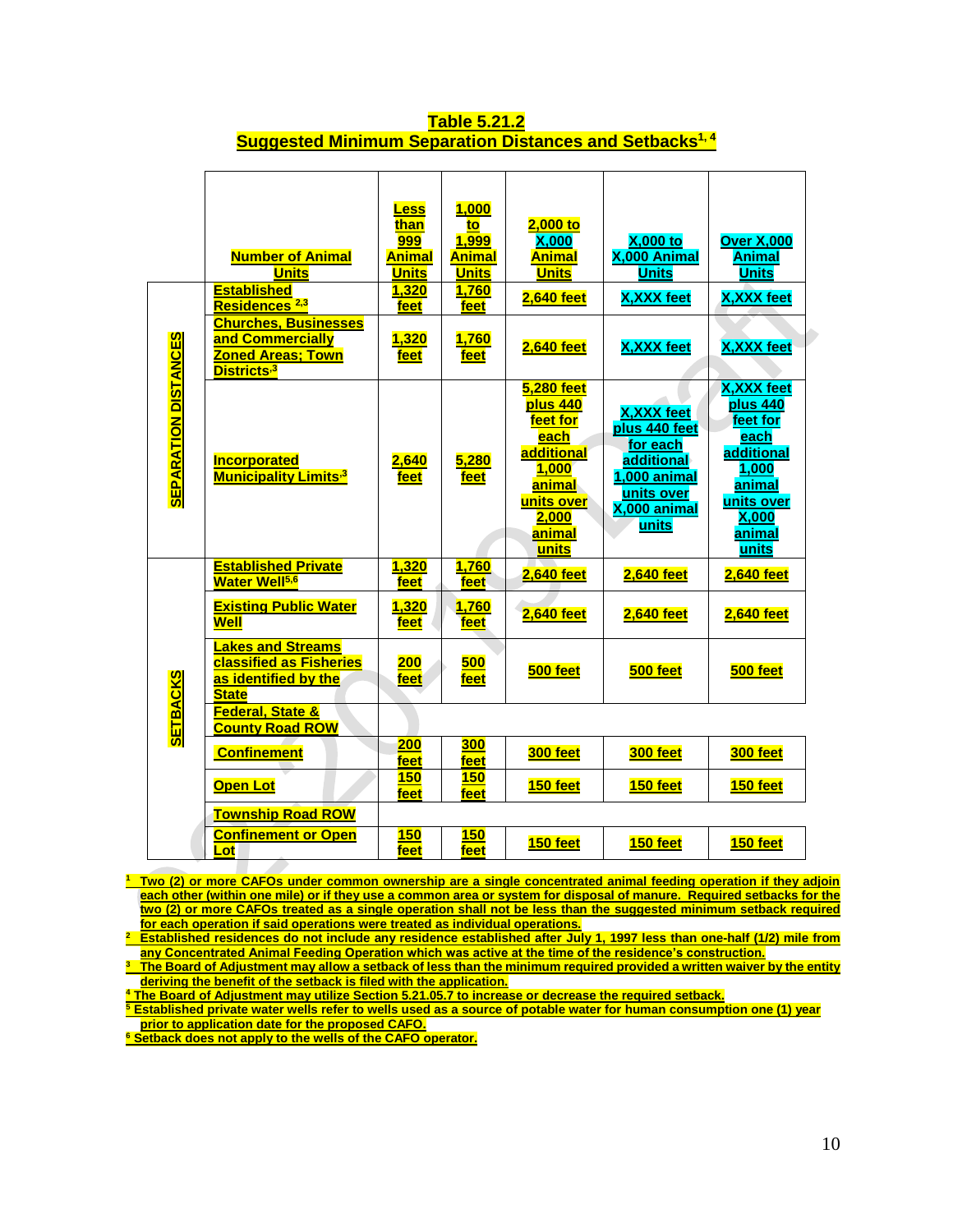## Table 5.21.2
## Suggested Minimum Separation Distances and Setbacks[1, 4]

| | Number of Animal Units | Less than 999 Animal Units | 1,000 to 1,999 Animal Units | 2,000 to X,000 Animal Units | X,000 to X,000 Animal Units | Over X,000 Animal Units |
|---|---|---|---|---|---|---|
| SEPARATION DISTANCES | Established Residences [2,3] | 1,320 feet | 1,760 feet | 2,640 feet | X,XXX feet | X,XXX feet |
| | Churches, Businesses and Commercially Zoned Areas; Town Districts [3] | 1,320 feet | 1,760 feet | 2,640 feet | X,XXX feet | X,XXX feet |
| | Incorporated Municipality Limits [3] | 2,640 feet | 5,280 feet | 5,280 feet plus 440 feet for each additional 1,000 animal units over 2,000 animal units | X,XXX feet plus 440 feet for each additional 1,000 animal units over X,000 animal units | X,XXX feet plus 440 feet for each additional 1,000 animal units over X,000 animal units |
| SETBACKS | Established Private Water Well [5,6] | 1,320 feet | 1,760 feet | 2,640 feet | 2,640 feet | 2,640 feet |
| | Existing Public Water Well | 1,320 feet | 1,760 feet | 2,640 feet | 2,640 feet | 2,640 feet |
| | Lakes and Streams classified as Fisheries as identified by the State | 200 feet | 500 feet | 500 feet | 500 feet | 500 feet |
| | Federal, State & County Road ROW | | | | | |
| | Confinement | 200 feet | 300 feet | 300 feet | 300 feet | 300 feet |
| | Open Lot | 150 feet | 150 feet | 150 feet | 150 feet | 150 feet |
| | Township Road ROW | | | | | |
| | Confinement or Open Lot | 150 feet | 150 feet | 150 feet | 150 feet | 150 feet |

[1] Two (2) or more CAFOs under common ownership are a single concentrated animal feeding operation if they adjoin each other (within one mile) or if they use a common area or system for disposal of manure. Required setbacks for the two (2) or more CAFOs treated as a single operation shall not be less than the suggested minimum setback required for each operation if said operations were treated as individual operations.

[2] Established residences do not include any residence established after July 1, 1997 less than one-half (1/2) mile from any Concentrated Animal Feeding Operation which was active at the time of the residence's construction.

[3] The Board of Adjustment may allow a setback of less than the minimum required provided a written waiver by the entity deriving the benefit of the setback is filed with the application.

[4] The Board of Adjustment may utilize Section 5.21.05.7 to increase or decrease the required setback.

[5] Established private water wells refer to wells used as a source of potable water for human consumption one (1) year prior to application date for the proposed CAFO.

[6] Setback does not apply to the wells of the CAFO operator.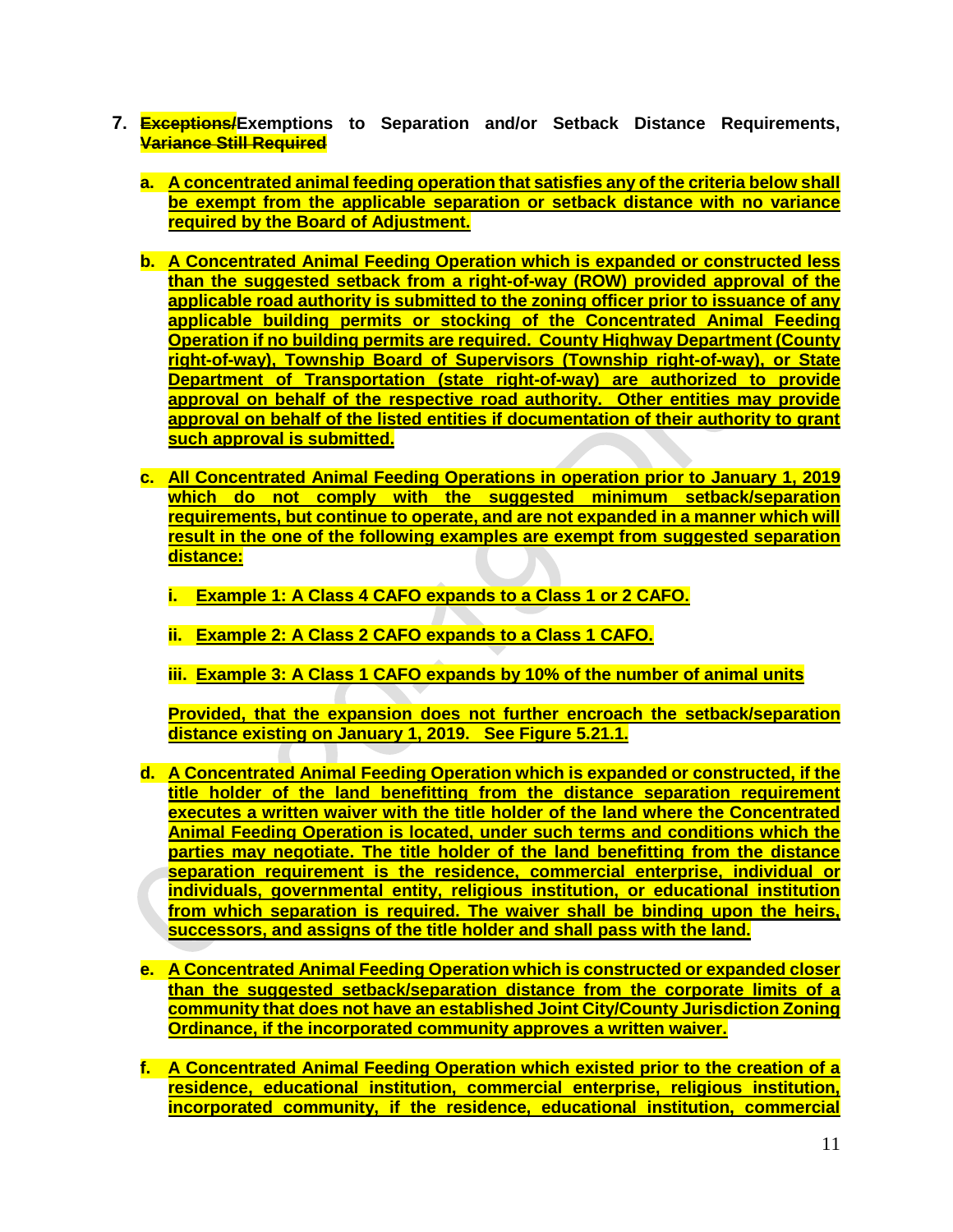7. ~~Exceptions/~~**Exemptions to Separation and/or Setback Distance Requirements,** ~~**Variance Still Required**~~

   a. **A concentrated animal feeding operation that satisfies any of the criteria below shall be exempt from the applicable separation or setback distance with no variance required by the Board of Adjustment.**

   b. **A Concentrated Animal Feeding Operation which is expanded or constructed less than the suggested setback from a right-of-way (ROW) provided approval of the applicable road authority is submitted to the zoning officer prior to issuance of any applicable building permits or stocking of the Concentrated Animal Feeding Operation if no building permits are required. County Highway Department (County right-of-way), Township Board of Supervisors (Township right-of-way), or State Department of Transportation (state right-of-way) are authorized to provide approval on behalf of the respective road authority. Other entities may provide approval on behalf of the listed entities if documentation of their authority to grant such approval is submitted.**

   c. **All Concentrated Animal Feeding Operations in operation prior to January 1, 2019 which do not comply with the suggested minimum setback/separation requirements, but continue to operate, and are not expanded in a manner which will result in the one of the following examples are exempt from suggested separation distance:**

      i. **Example 1: A Class 4 CAFO expands to a Class 1 or 2 CAFO.**

      ii. **Example 2: A Class 2 CAFO expands to a Class 1 CAFO.**

      iii. **Example 3: A Class 1 CAFO expands by 10% of the number of animal units**

      **Provided, that the expansion does not further encroach the setback/separation distance existing on January 1, 2019. See Figure 5.21.1.**

   d. **A Concentrated Animal Feeding Operation which is expanded or constructed, if the title holder of the land benefitting from the distance separation requirement executes a written waiver with the title holder of the land where the Concentrated Animal Feeding Operation is located, under such terms and conditions which the parties may negotiate. The title holder of the land benefitting from the distance separation requirement is the residence, commercial enterprise, individual or individuals, governmental entity, religious institution, or educational institution from which separation is required. The waiver shall be binding upon the heirs, successors, and assigns of the title holder and shall pass with the land.**

   e. **A Concentrated Animal Feeding Operation which is constructed or expanded closer than the suggested setback/separation distance from the corporate limits of a community that does not have an established Joint City/County Jurisdiction Zoning Ordinance, if the incorporated community approves a written waiver.**

   f. **A Concentrated Animal Feeding Operation which existed prior to the creation of a residence, educational institution, commercial enterprise, religious institution, incorporated community, if the residence, educational institution, commercial**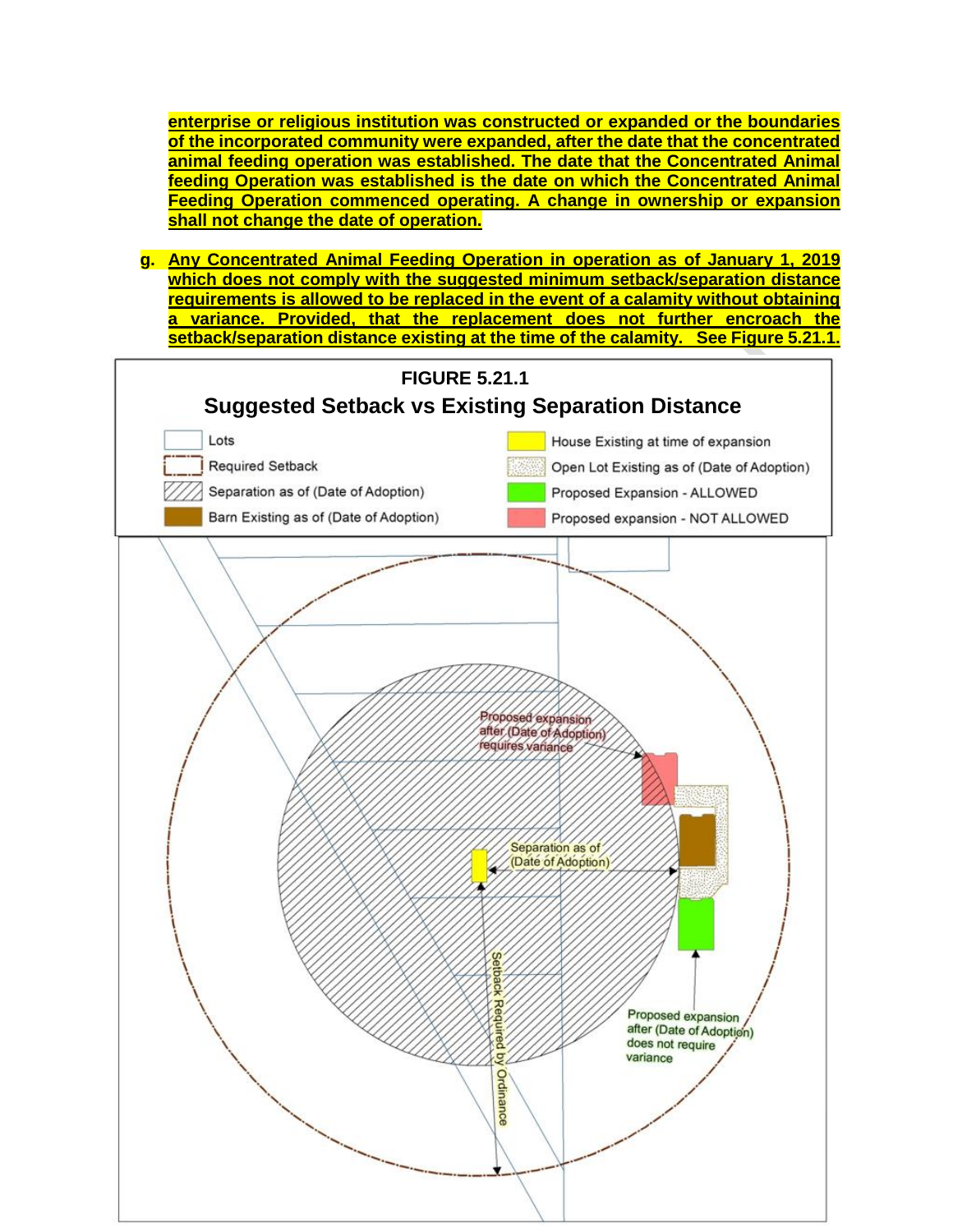enterprise or religious institution was constructed or expanded or the boundaries of the incorporated community were expanded, after the date that the concentrated animal feeding operation was established. The date that the Concentrated Animal feeding Operation was established is the date on which the Concentrated Animal Feeding Operation commenced operating. A change in ownership or expansion shall not change the date of operation.

g. Any Concentrated Animal Feeding Operation in operation as of January 1, 2019 which does not comply with the suggested minimum setback/separation distance requirements is allowed to be replaced in the event of a calamity without obtaining a variance. Provided, that the replacement does not further encroach the setback/separation distance existing at the time of the calamity. See Figure 5.21.1.

**FIGURE 5.21.1**

**Suggested Setback vs Existing Separation Distance**

Lots

Required Setback

Separation as of (Date of Adoption)

Barn Existing as of (Date of Adoption)

House Existing at time of expansion

Open Lot Existing as of (Date of Adoption)

Proposed Expansion - ALLOWED

Proposed expansion - NOT ALLOWED

Proposed expansion after (Date of Adoption) requires variance

Separation as of (Date of Adoption)

Setback Required by Ordinance

Proposed expansion after (Date of Adoption) does not require variance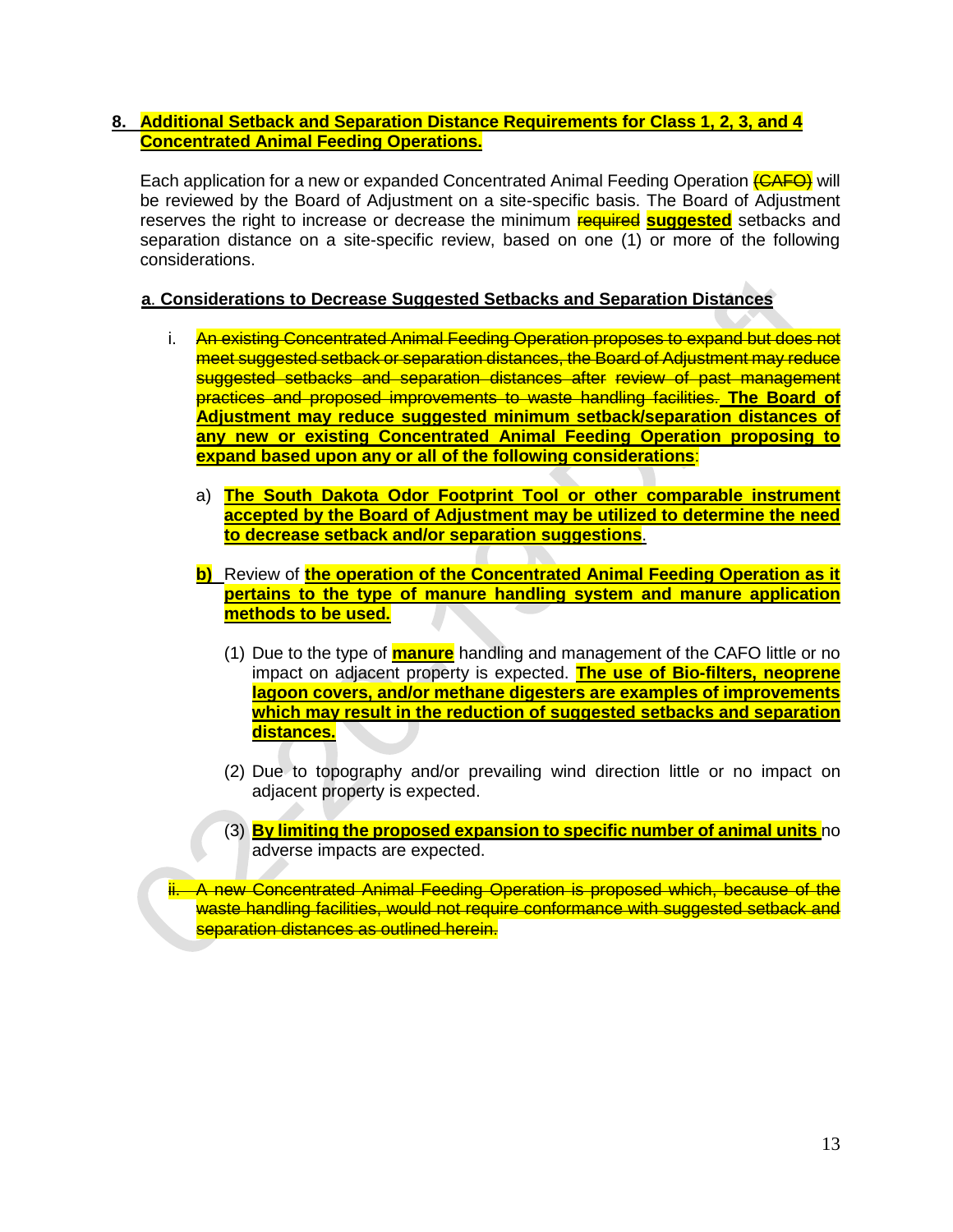**8. Additional Setback and Separation Distance Requirements for Class 1, 2, 3, and 4 Concentrated Animal Feeding Operations.**

Each application for a new or expanded Concentrated Animal Feeding Operation ~~(CAFO)~~ will be reviewed by the Board of Adjustment on a site-specific basis. The Board of Adjustment reserves the right to increase or decrease the minimum ~~required~~ **suggested** setbacks and separation distance on a site-specific review, based on one (1) or more of the following considerations.

**a. Considerations to Decrease Suggested Setbacks and Separation Distances**

i. ~~An existing Concentrated Animal Feeding Operation proposes to expand but does not meet suggested setback or separation distances, the Board of Adjustment may reduce suggested setbacks and separation distances after review of past management practices and proposed improvements to waste handling facilities.~~ **The Board of Adjustment may reduce suggested minimum setback/separation distances of any new or existing Concentrated Animal Feeding Operation proposing to expand based upon any or all of the following considerations**:

a) **The South Dakota Odor Footprint Tool or other comparable instrument accepted by the Board of Adjustment may be utilized to determine the need to decrease setback and/or separation suggestions**.

**b)** Review of **the operation of the Concentrated Animal Feeding Operation as it pertains to the type of manure handling system and manure application methods to be used.**

(1) Due to the type of **manure** handling and management of the CAFO little or no impact on adjacent property is expected. **The use of Bio-filters, neoprene lagoon covers, and/or methane digesters are examples of improvements which may result in the reduction of suggested setbacks and separation distances.**

(2) Due to topography and/or prevailing wind direction little or no impact on adjacent property is expected.

(3) **By limiting the proposed expansion to specific number of animal units** no adverse impacts are expected.

~~ii. A new Concentrated Animal Feeding Operation is proposed which, because of the waste handling facilities, would not require conformance with suggested setback and separation distances as outlined herein.~~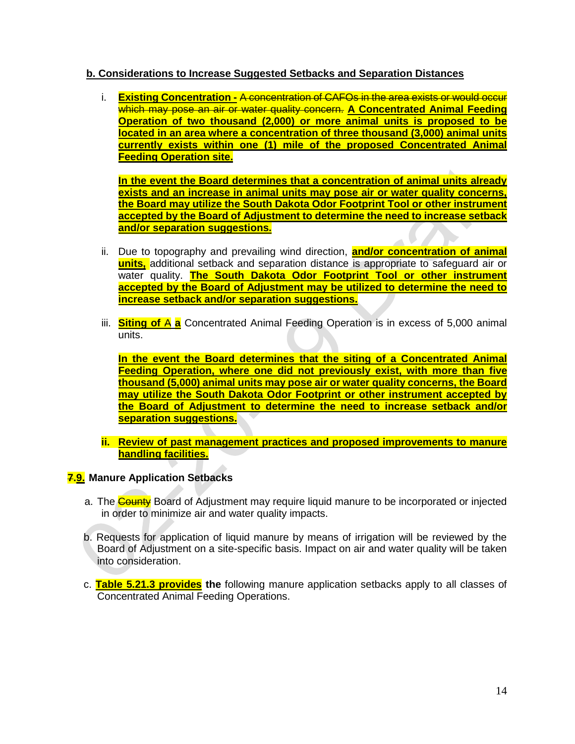**b. Considerations to Increase Suggested Setbacks and Separation Distances**

i. **Existing Concentration -** ~~A concentration of CAFOs in the area exists or would occur which may pose an air or water quality concern.~~ **A Concentrated Animal Feeding Operation of two thousand (2,000) or more animal units is proposed to be located in an area where a concentration of three thousand (3,000) animal units currently exists within one (1) mile of the proposed Concentrated Animal Feeding Operation site.**

   **In the event the Board determines that a concentration of animal units already exists and an increase in animal units may pose air or water quality concerns, the Board may utilize the South Dakota Odor Footprint Tool or other instrument accepted by the Board of Adjustment to determine the need to increase setback and/or separation suggestions.**

ii. Due to topography and prevailing wind direction, **and/or concentration of animal units,** additional setback and separation distance is appropriate to safeguard air or water quality. **The South Dakota Odor Footprint Tool or other instrument accepted by the Board of Adjustment may be utilized to determine the need to increase setback and/or separation suggestions.**

iii. **Siting of** ~~A~~ **a** Concentrated Animal Feeding Operation is in excess of 5,000 animal units.

   **In the event the Board determines that the siting of a Concentrated Animal Feeding Operation, where one did not previously exist, with more than five thousand (5,000) animal units may pose air or water quality concerns, the Board may utilize the South Dakota Odor Footprint or other instrument accepted by the Board of Adjustment to determine the need to increase setback and/or separation suggestions.**

**ii. Review of past management practices and proposed improvements to manure handling facilities.**

**~~7.~~9. Manure Application Setbacks**

a. The ~~County~~ Board of Adjustment may require liquid manure to be incorporated or injected in order to minimize air and water quality impacts.

b. Requests for application of liquid manure by means of irrigation will be reviewed by the Board of Adjustment on a site-specific basis. Impact on air and water quality will be taken into consideration.

c. **Table 5.21.3 provides the** following manure application setbacks apply to all classes of Concentrated Animal Feeding Operations.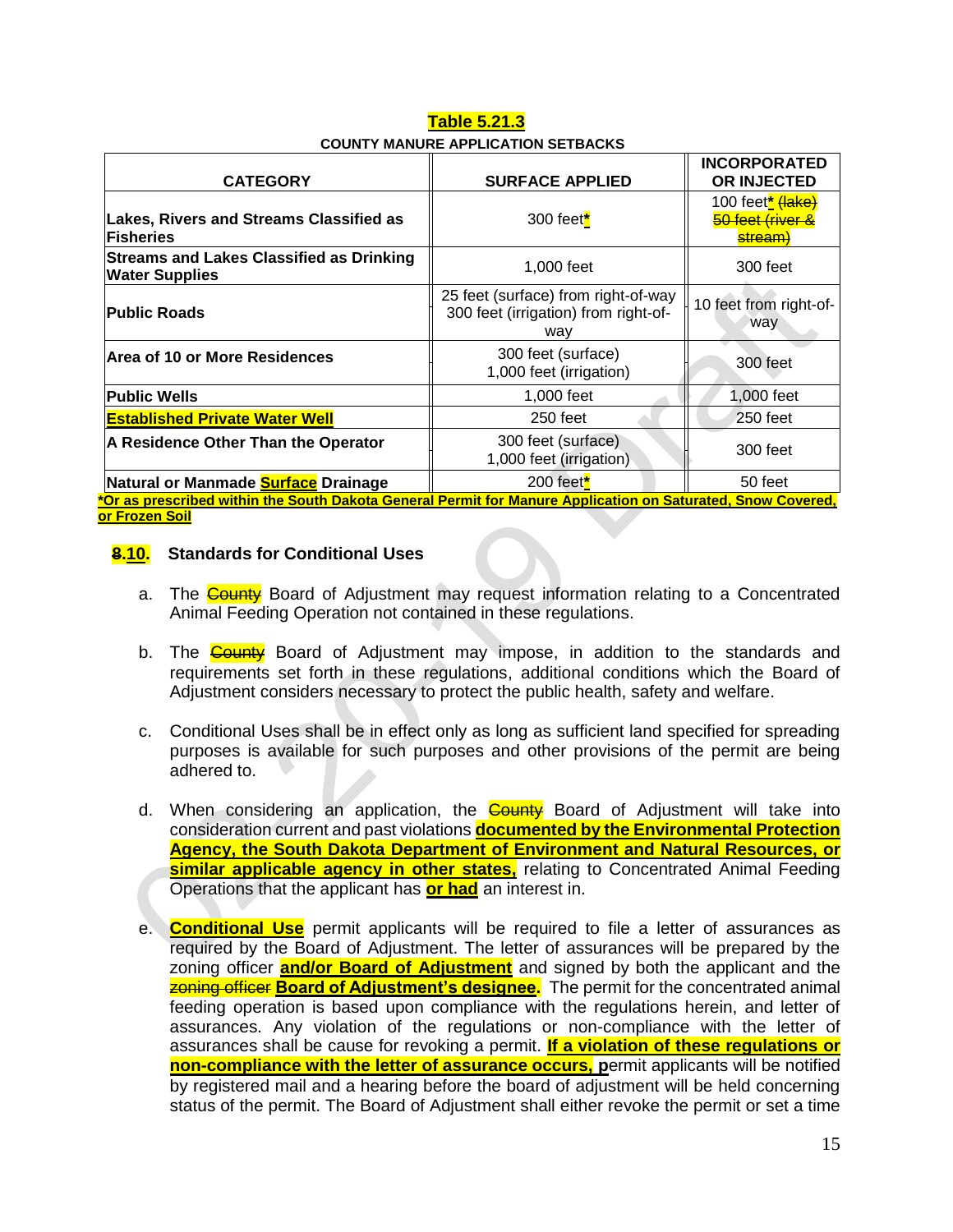**Table 5.21.3**

**COUNTY MANURE APPLICATION SETBACKS**

| CATEGORY | SURFACE APPLIED | INCORPORATED OR INJECTED |
|---|---|---|
| **Lakes, Rivers and Streams Classified as Fisheries** | 300 feet* | 100 feet* ~~(lake) 50 feet (river & stream)~~ |
| **Streams and Lakes Classified as Drinking Water Supplies** | 1,000 feet | 300 feet |
| **Public Roads** | 25 feet (surface) from right-of-way 300 feet (irrigation) from right-of-way | 10 feet from right-of-way |
| **Area of 10 or More Residences** | 300 feet (surface) 1,000 feet (irrigation) | 300 feet |
| **Public Wells** | 1,000 feet | 1,000 feet |
| **Established Private Water Well** | 250 feet | 250 feet |
| **A Residence Other Than the Operator** | 300 feet (surface) 1,000 feet (irrigation) | 300 feet |
| **Natural or Manmade Surface Drainage** | 200 feet* | 50 feet |

***Or as prescribed within the South Dakota General Permit for Manure Application on Saturated, Snow Covered, or Frozen Soil**

### ~~8~~.10. Standards for Conditional Uses

a. The ~~County~~ Board of Adjustment may request information relating to a Concentrated Animal Feeding Operation not contained in these regulations.

b. The ~~County~~ Board of Adjustment may impose, in addition to the standards and requirements set forth in these regulations, additional conditions which the Board of Adjustment considers necessary to protect the public health, safety and welfare.

c. Conditional Uses shall be in effect only as long as sufficient land specified for spreading purposes is available for such purposes and other provisions of the permit are being adhered to.

d. When considering an application, the ~~County~~ Board of Adjustment will take into consideration current and past violations **documented by the Environmental Protection Agency, the South Dakota Department of Environment and Natural Resources, or similar applicable agency in other states,** relating to Concentrated Animal Feeding Operations that the applicant has **or had** an interest in.

e. **Conditional Use** permit applicants will be required to file a letter of assurances as required by the Board of Adjustment. The letter of assurances will be prepared by the zoning officer **and/or Board of Adjustment** and signed by both the applicant and the ~~zoning officer~~ **Board of Adjustment's designee.** The permit for the concentrated animal feeding operation is based upon compliance with the regulations herein, and letter of assurances. Any violation of the regulations or non-compliance with the letter of assurances shall be cause for revoking a permit. **If a violation of these regulations or non-compliance with the letter of assurance occurs, p**ermit applicants will be notified by registered mail and a hearing before the board of adjustment will be held concerning status of the permit. The Board of Adjustment shall either revoke the permit or set a time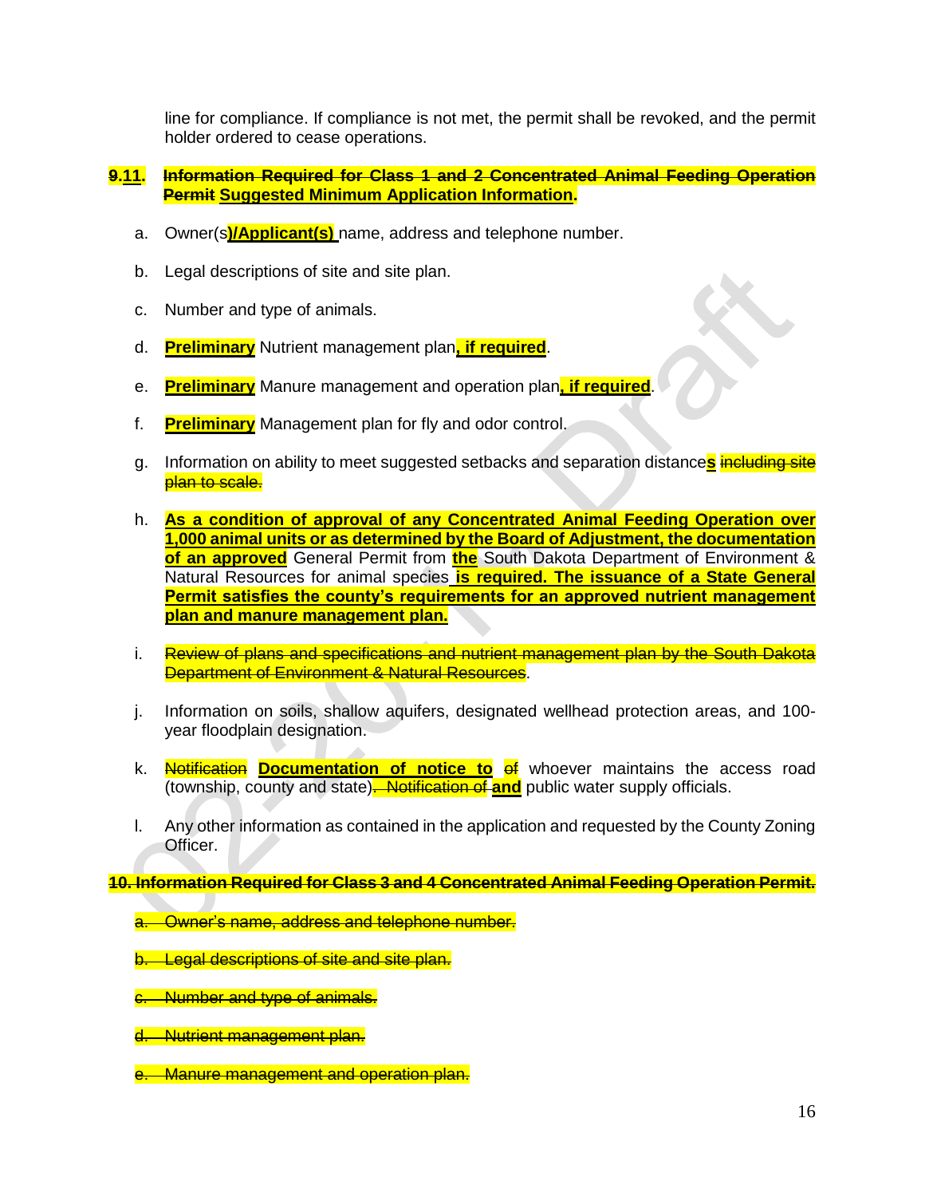line for compliance. If compliance is not met, the permit shall be revoked, and the permit holder ordered to cease operations.

**~~9.~~11. ~~Information Required for Class 1 and 2 Concentrated Animal Feeding Operation Permit~~ Suggested Minimum Application Information.**

a. Owner(s**)/Applicant(s)** name, address and telephone number.

b. Legal descriptions of site and site plan.

c. Number and type of animals.

d. **Preliminary** Nutrient management plan**, if required**.

e. **Preliminary** Manure management and operation plan**, if required**.

f. **Preliminary** Management plan for fly and odor control.

g. Information on ability to meet suggested setbacks and separation distance**s** ~~including site plan to scale.~~

h. **As a condition of approval of any Concentrated Animal Feeding Operation over 1,000 animal units or as determined by the Board of Adjustment, the documentation of an approved** General Permit from **the** South Dakota Department of Environment & Natural Resources for animal species **is required. The issuance of a State General Permit satisfies the county's requirements for an approved nutrient management plan and manure management plan.**

i. ~~Review of plans and specifications and nutrient management plan by the South Dakota Department of Environment & Natural Resources~~.

j. Information on soils, shallow aquifers, designated wellhead protection areas, and 100-year floodplain designation.

k. ~~Notification~~ **Documentation of notice to** ~~of~~ whoever maintains the access road (township, county and state)~~. Notification of~~ **and** public water supply officials.

l. Any other information as contained in the application and requested by the County Zoning Officer.

~~**10. Information Required for Class 3 and 4 Concentrated Animal Feeding Operation Permit.**~~

~~a. Owner's name, address and telephone number.~~

~~b. Legal descriptions of site and site plan.~~

~~c. Number and type of animals.~~

~~d. Nutrient management plan.~~

~~e. Manure management and operation plan.~~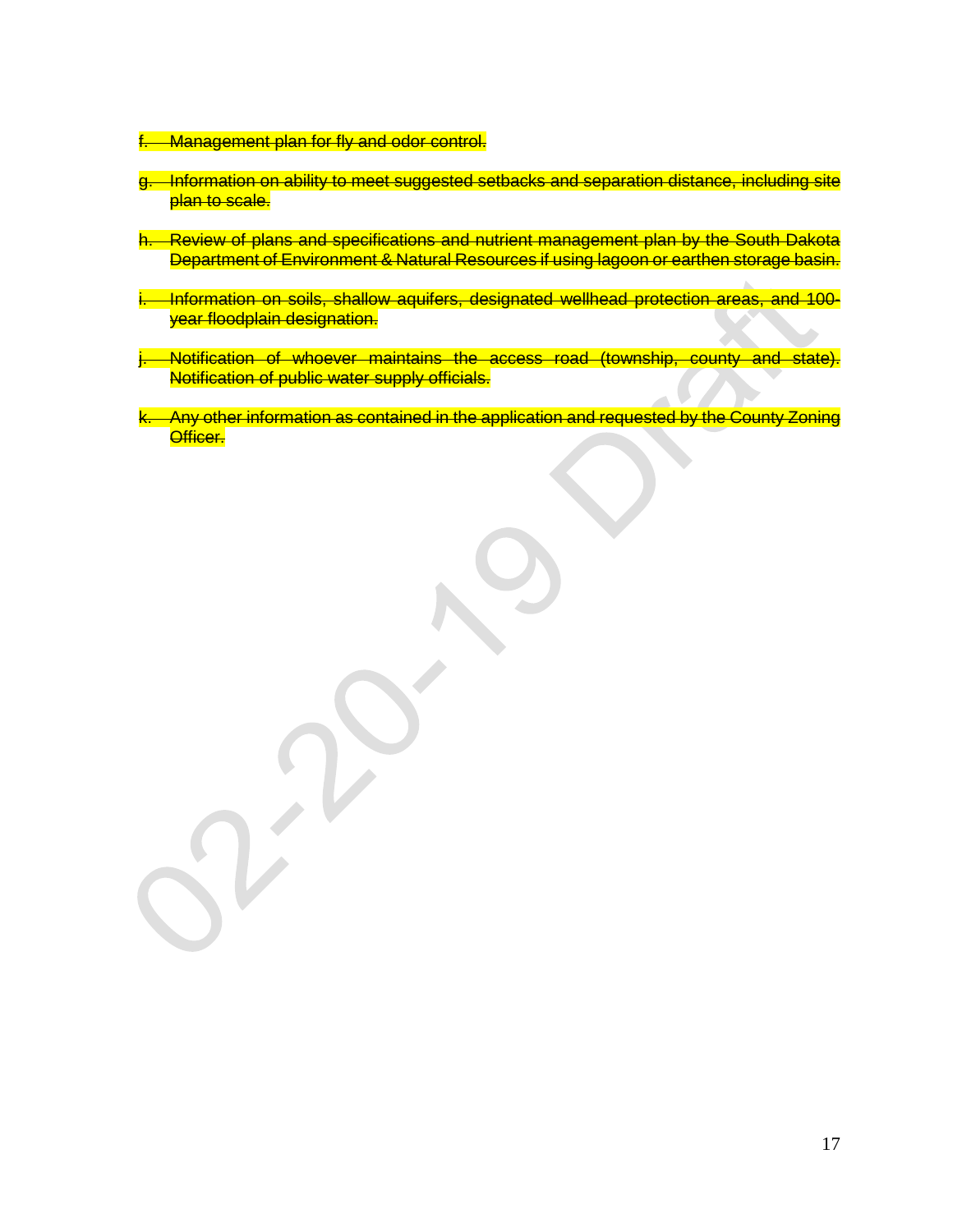~~f. Management plan for fly and odor control.~~

~~g. Information on ability to meet suggested setbacks and separation distance, including site plan to scale.~~

~~h. Review of plans and specifications and nutrient management plan by the South Dakota Department of Environment & Natural Resources if using lagoon or earthen storage basin.~~

~~i. Information on soils, shallow aquifers, designated wellhead protection areas, and 100-year floodplain designation.~~

~~j. Notification of whoever maintains the access road (township, county and state). Notification of public water supply officials.~~

~~k. Any other information as contained in the application and requested by the County Zoning Officer.~~